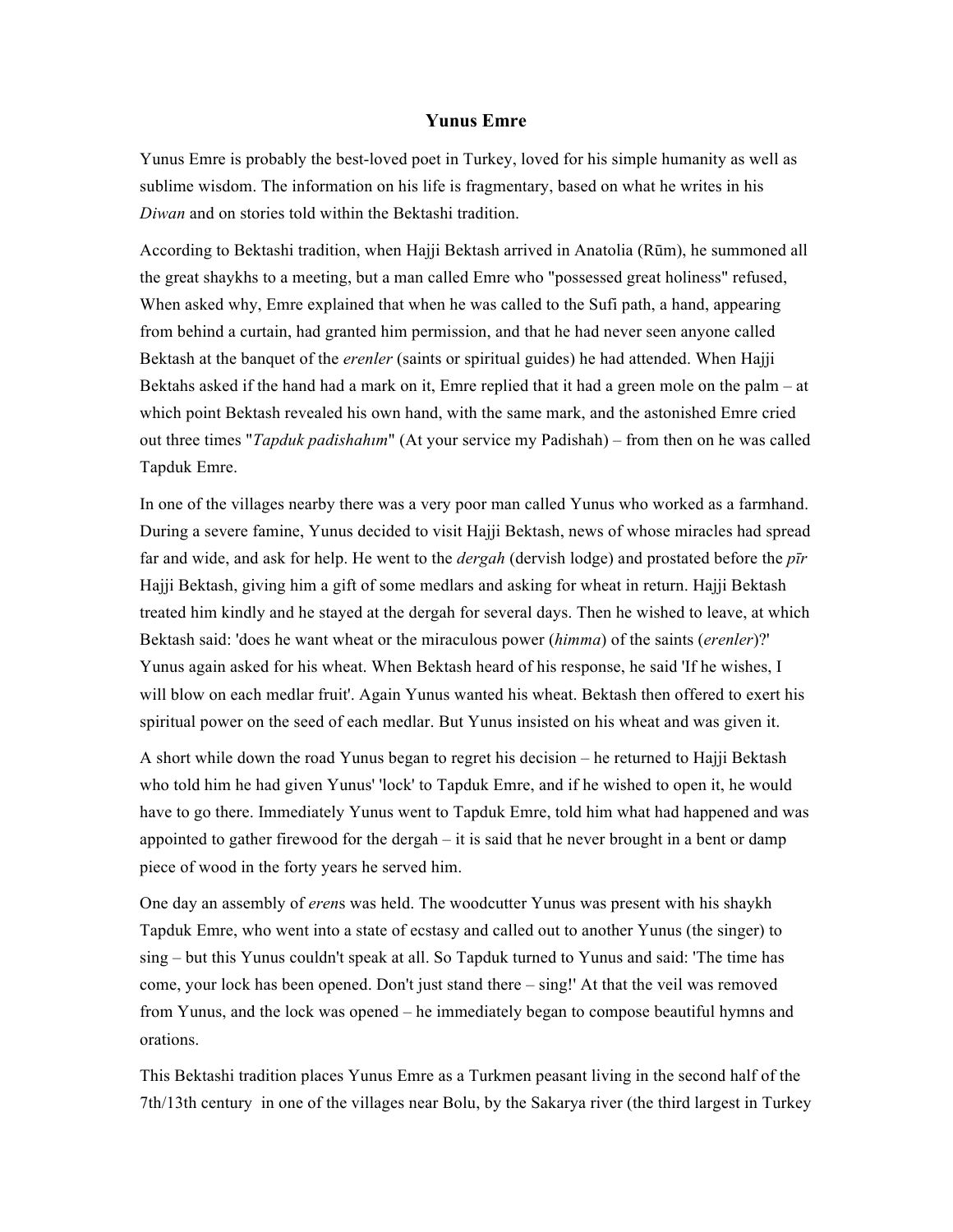# Yunus Emre

Yunus Emre is probably the best-loved poet in Turkey, loved for his simple humanity as well as sublime wisdom. The information on his life is fragmentary, based on what he writes in his *Diwan* and on stories told within the Bektashi tradition.

According to Bektashi tradition, when Hajji Bektash arrived in Anatolia (Rūm), he summoned all the great shaykhs to a meeting, but a man called Emre who "possessed great holiness" refused, When asked why, Emre explained that when he was called to the Sufi path, a hand, appearing from behind a curtain, had granted him permission, and that he had never seen anyone called Bektash at the banquet of the *erenler* (saints or spiritual guides) he had attended. When Hajji Bektahs asked if the hand had a mark on it, Emre replied that it had a green mole on the palm – at which point Bektash revealed his own hand, with the same mark, and the astonished Emre cried out three times "*Tapduk padishahım*" (At your service my Padishah) – from then on he was called Tapduk Emre.

In one of the villages nearby there was a very poor man called Yunus who worked as a farmhand. During a severe famine, Yunus decided to visit Hajji Bektash, news of whose miracles had spread far and wide, and ask for help. He went to the *dergah* (dervish lodge) and prostated before the *pīr* Hajji Bektash, giving him a gift of some medlars and asking for wheat in return. Hajji Bektash treated him kindly and he stayed at the dergah for several days. Then he wished to leave, at which Bektash said: 'does he want wheat or the miraculous power (*himma*) of the saints (*erenler*)?' Yunus again asked for his wheat. When Bektash heard of his response, he said 'If he wishes, I will blow on each medlar fruit'. Again Yunus wanted his wheat. Bektash then offered to exert his spiritual power on the seed of each medlar. But Yunus insisted on his wheat and was given it.

A short while down the road Yunus began to regret his decision – he returned to Hajji Bektash who told him he had given Yunus' 'lock' to Tapduk Emre, and if he wished to open it, he would have to go there. Immediately Yunus went to Tapduk Emre, told him what had happened and was appointed to gather firewood for the dergah – it is said that he never brought in a bent or damp piece of wood in the forty years he served him.

One day an assembly of *eren*s was held. The woodcutter Yunus was present with his shaykh Tapduk Emre, who went into a state of ecstasy and called out to another Yunus (the singer) to sing – but this Yunus couldn't speak at all. So Tapduk turned to Yunus and said: 'The time has come, your lock has been opened. Don't just stand there – sing!' At that the veil was removed from Yunus, and the lock was opened – he immediately began to compose beautiful hymns and orations.

This Bektashi tradition places Yunus Emre as a Turkmen peasant living in the second half of the 7th/13th century in one of the villages near Bolu, by the Sakarya river (the third largest in Turkey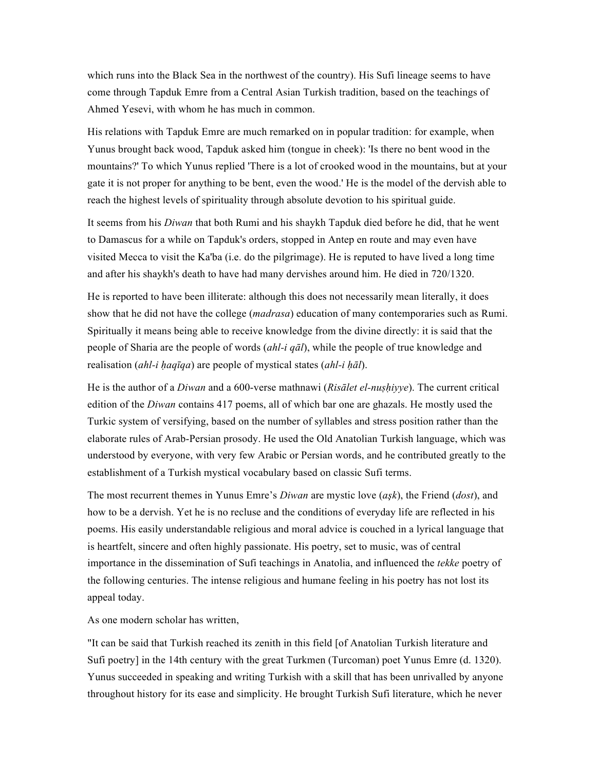which runs into the Black Sea in the northwest of the country). His Sufi lineage seems to have come through Tapduk Emre from a Central Asian Turkish tradition, based on the teachings of Ahmed Yesevi, with whom he has much in common.

His relations with Tapduk Emre are much remarked on in popular tradition: for example, when Yunus brought back wood, Tapduk asked him (tongue in cheek): 'Is there no bent wood in the mountains?' To which Yunus replied 'There is a lot of crooked wood in the mountains, but at your gate it is not proper for anything to be bent, even the wood.' He is the model of the dervish able to reach the highest levels of spirituality through absolute devotion to his spiritual guide.

It seems from his *Diwan* that both Rumi and his shaykh Tapduk died before he did, that he went to Damascus for a while on Tapduk's orders, stopped in Antep en route and may even have visited Mecca to visit the Ka'ba (i.e. do the pilgrimage). He is reputed to have lived a long time and after his shaykh's death to have had many dervishes around him. He died in 720/1320.

He is reported to have been illiterate: although this does not necessarily mean literally, it does show that he did not have the college (*madrasa*) education of many contemporaries such as Rumi. Spiritually it means being able to receive knowledge from the divine directly: it is said that the people of Sharia are the people of words (*ahl-i qāl*), while the people of true knowledge and realisation (*ahl-i ḥaqīqa*) are people of mystical states (*ahl-i ḥāl*).

He is the author of a *Diwan* and a 600-verse mathnawi (*Risālet el-nuṣḥiyye*). The current critical edition of the *Diwan* contains 417 poems, all of which bar one are ghazals. He mostly used the Turkic system of versifying, based on the number of syllables and stress position rather than the elaborate rules of Arab-Persian prosody. He used the Old Anatolian Turkish language, which was understood by everyone, with very few Arabic or Persian words, and he contributed greatly to the establishment of a Turkish mystical vocabulary based on classic Sufi terms.

The most recurrent themes in Yunus Emre's *Diwan* are mystic love (*aşk*), the Friend (*dost*), and how to be a dervish. Yet he is no recluse and the conditions of everyday life are reflected in his poems. His easily understandable religious and moral advice is couched in a lyrical language that is heartfelt, sincere and often highly passionate. His poetry, set to music, was of central importance in the dissemination of Sufi teachings in Anatolia, and influenced the *tekke* poetry of the following centuries. The intense religious and humane feeling in his poetry has not lost its appeal today.

As one modern scholar has written,

"It can be said that Turkish reached its zenith in this field [of Anatolian Turkish literature and Sufi poetry] in the 14th century with the great Turkmen (Turcoman) poet Yunus Emre (d. 1320). Yunus succeeded in speaking and writing Turkish with a skill that has been unrivalled by anyone throughout history for its ease and simplicity. He brought Turkish Sufi literature, which he never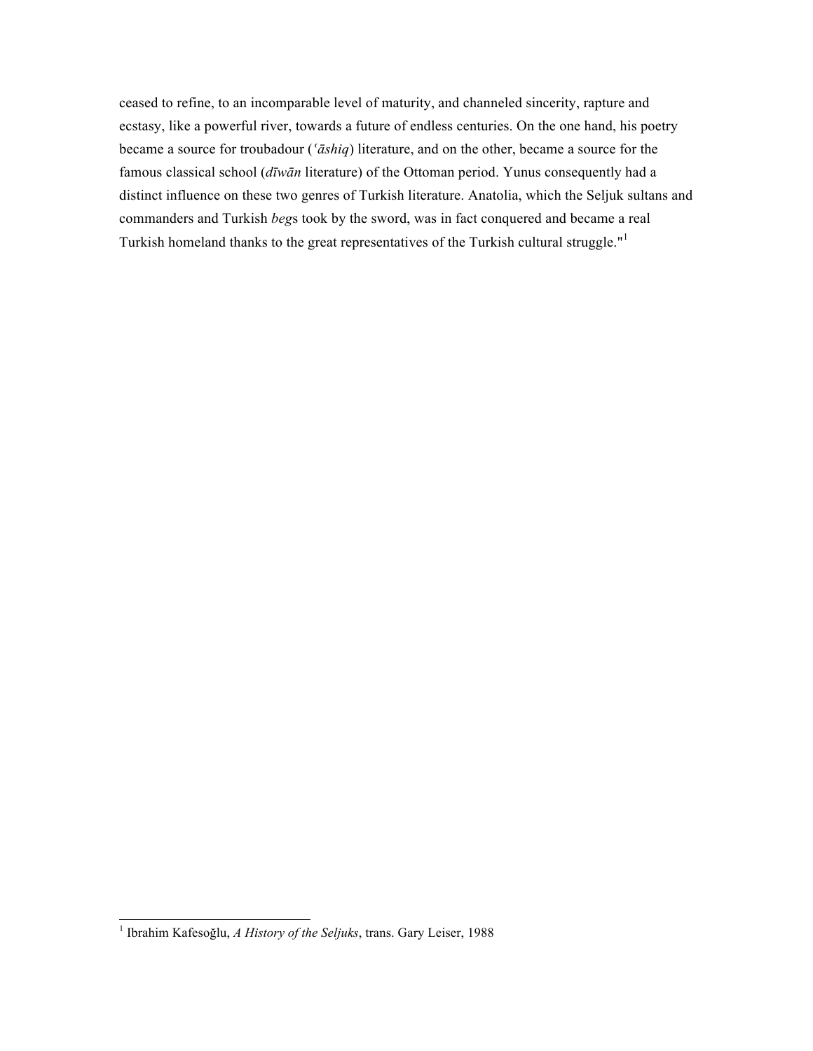ceased to refine, to an incomparable level of maturity, and channeled sincerity, rapture and ecstasy, like a powerful river, towards a future of endless centuries. On the one hand, his poetry became a source for troubadour (*ʿāshiq*) literature, and on the other, became a source for the famous classical school (*dīwān* literature) of the Ottoman period. Yunus consequently had a distinct influence on these two genres of Turkish literature. Anatolia, which the Seljuk sultans and commanders and Turkish *beg*s took by the sword, was in fact conquered and became a real Turkish homeland thanks to the great representatives of the Turkish cultural struggle."[1]

---

[1] Ibrahim Kafesoğlu, *A History of the Seljuks*, trans. Gary Leiser, 1988